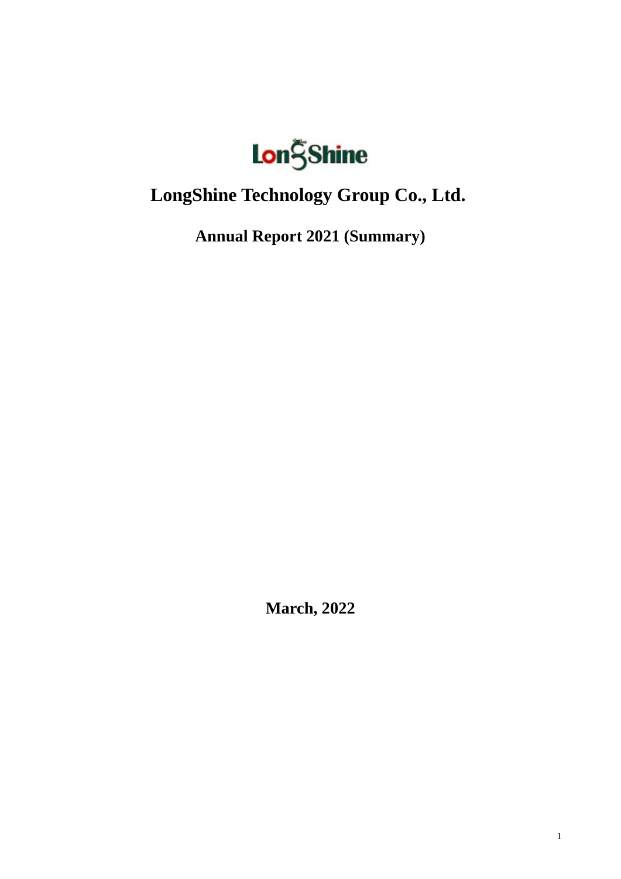LongShine

# LongShine Technology Group Co., Ltd.

## Annual Report 2021 (Summary)

**March, 2022**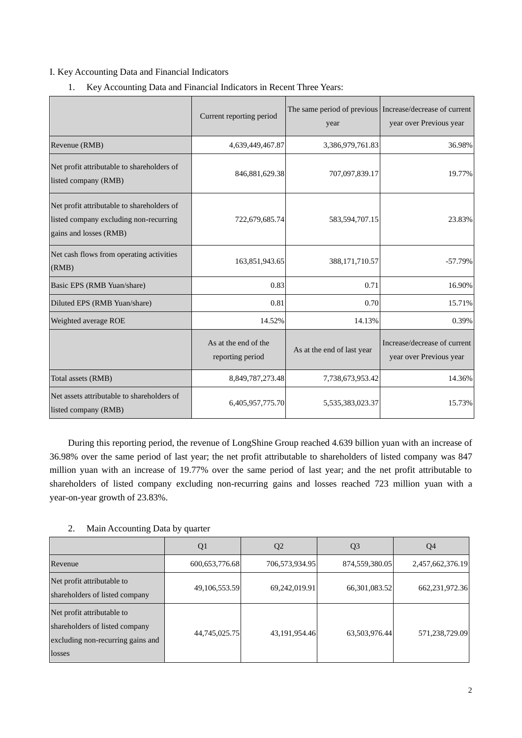I. Key Accounting Data and Financial Indicators

1. Key Accounting Data and Financial Indicators in Recent Three Years:

| | Current reporting period | The same period of previous year | Increase/decrease of current year over Previous year |
|---|---|---|---|
| Revenue (RMB) | 4,639,449,467.87 | 3,386,979,761.83 | 36.98% |
| Net profit attributable to shareholders of listed company (RMB) | 846,881,629.38 | 707,097,839.17 | 19.77% |
| Net profit attributable to shareholders of listed company excluding non-recurring gains and losses (RMB) | 722,679,685.74 | 583,594,707.15 | 23.83% |
| Net cash flows from operating activities (RMB) | 163,851,943.65 | 388,171,710.57 | -57.79% |
| Basic EPS (RMB Yuan/share) | 0.83 | 0.71 | 16.90% |
| Diluted EPS (RMB Yuan/share) | 0.81 | 0.70 | 15.71% |
| Weighted average ROE | 14.52% | 14.13% | 0.39% |
| | As at the end of the reporting period | As at the end of last year | Increase/decrease of current year over Previous year |
| Total assets (RMB) | 8,849,787,273.48 | 7,738,673,953.42 | 14.36% |
| Net assets attributable to shareholders of listed company (RMB) | 6,405,957,775.70 | 5,535,383,023.37 | 15.73% |

During this reporting period, the revenue of LongShine Group reached 4.639 billion yuan with an increase of 36.98% over the same period of last year; the net profit attributable to shareholders of listed company was 847 million yuan with an increase of 19.77% over the same period of last year; and the net profit attributable to shareholders of listed company excluding non-recurring gains and losses reached 723 million yuan with a year-on-year growth of 23.83%.

2. Main Accounting Data by quarter

| | Q1 | Q2 | Q3 | Q4 |
|---|---|---|---|---|
| Revenue | 600,653,776.68 | 706,573,934.95 | 874,559,380.05 | 2,457,662,376.19 |
| Net profit attributable to shareholders of listed company | 49,106,553.59 | 69,242,019.91 | 66,301,083.52 | 662,231,972.36 |
| Net profit attributable to shareholders of listed company excluding non-recurring gains and losses | 44,745,025.75 | 43,191,954.46 | 63,503,976.44 | 571,238,729.09 |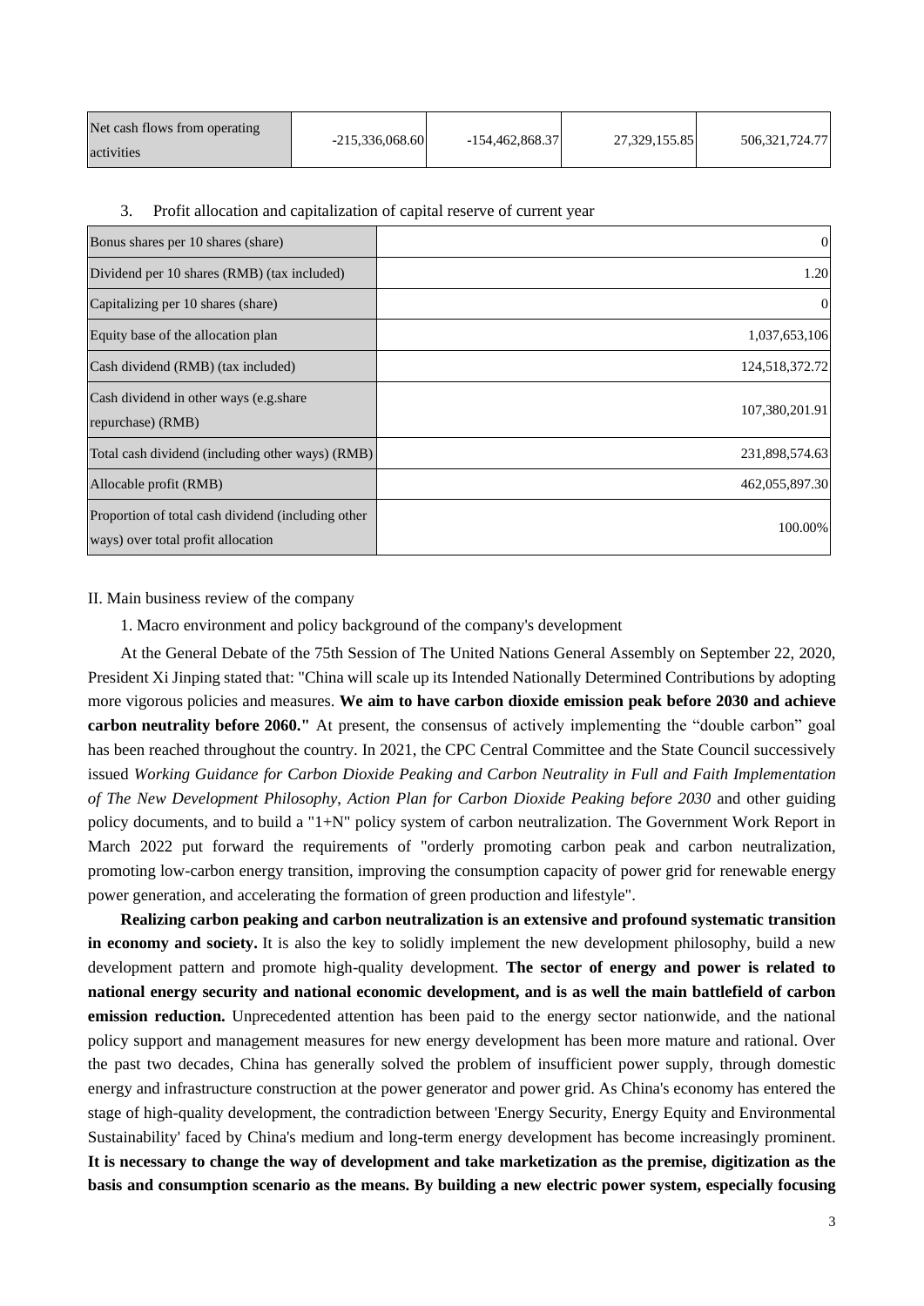| Net cash flows from operating activities | -215,336,068.60 | -154,462,868.37 | 27,329,155.85 | 506,321,724.77 |
|---|---|---|---|---|

3. Profit allocation and capitalization of capital reserve of current year

| Bonus shares per 10 shares (share) | 0 |
|---|---|
| Dividend per 10 shares (RMB) (tax included) | 1.20 |
| Capitalizing per 10 shares (share) | 0 |
| Equity base of the allocation plan | 1,037,653,106 |
| Cash dividend (RMB) (tax included) | 124,518,372.72 |
| Cash dividend in other ways (e.g.share repurchase) (RMB) | 107,380,201.91 |
| Total cash dividend (including other ways) (RMB) | 231,898,574.63 |
| Allocable profit (RMB) | 462,055,897.30 |
| Proportion of total cash dividend (including other ways) over total profit allocation | 100.00% |

II. Main business review of the company

1. Macro environment and policy background of the company's development

At the General Debate of the 75th Session of The United Nations General Assembly on September 22, 2020, President Xi Jinping stated that: "China will scale up its Intended Nationally Determined Contributions by adopting more vigorous policies and measures. **We aim to have carbon dioxide emission peak before 2030 and achieve carbon neutrality before 2060."** At present, the consensus of actively implementing the "double carbon" goal has been reached throughout the country. In 2021, the CPC Central Committee and the State Council successively issued *Working Guidance for Carbon Dioxide Peaking and Carbon Neutrality in Full and Faith Implementation of The New Development Philosophy*, *Action Plan for Carbon Dioxide Peaking before 2030* and other guiding policy documents, and to build a "1+N" policy system of carbon neutralization. The Government Work Report in March 2022 put forward the requirements of "orderly promoting carbon peak and carbon neutralization, promoting low-carbon energy transition, improving the consumption capacity of power grid for renewable energy power generation, and accelerating the formation of green production and lifestyle".

**Realizing carbon peaking and carbon neutralization is an extensive and profound systematic transition in economy and society.** It is also the key to solidly implement the new development philosophy, build a new development pattern and promote high-quality development. **The sector of energy and power is related to national energy security and national economic development, and is as well the main battlefield of carbon emission reduction.** Unprecedented attention has been paid to the energy sector nationwide, and the national policy support and management measures for new energy development has been more mature and rational. Over the past two decades, China has generally solved the problem of insufficient power supply, through domestic energy and infrastructure construction at the power generator and power grid. As China's economy has entered the stage of high-quality development, the contradiction between 'Energy Security, Energy Equity and Environmental Sustainability' faced by China's medium and long-term energy development has become increasingly prominent. **It is necessary to change the way of development and take marketization as the premise, digitization as the basis and consumption scenario as the means. By building a new electric power system, especially focusing**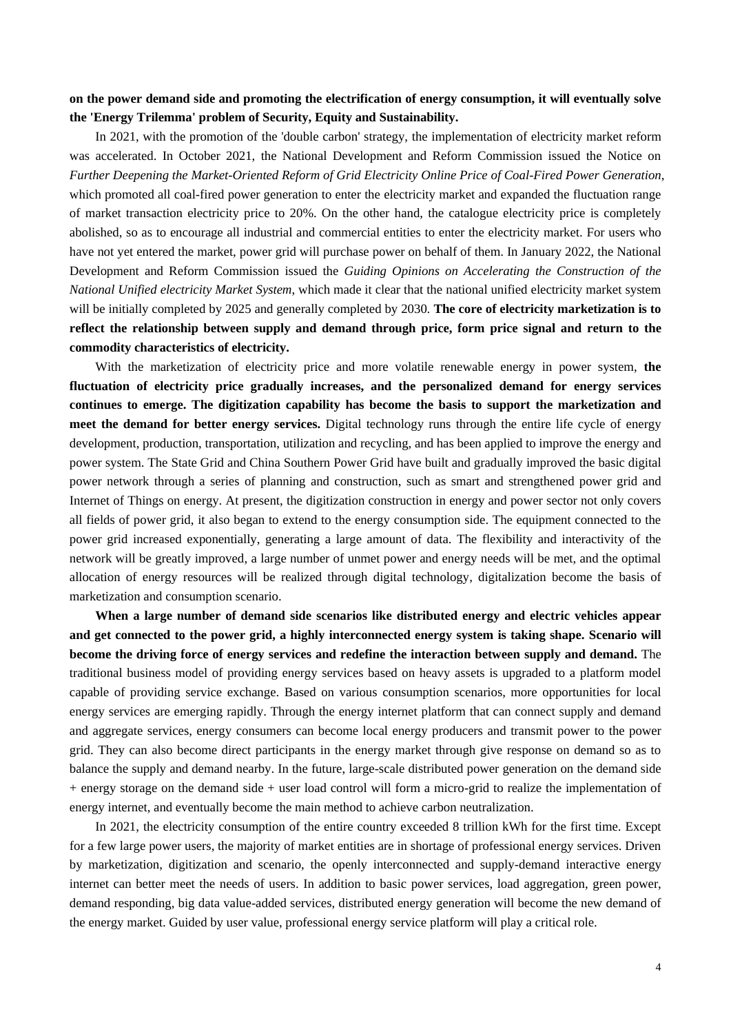**on the power demand side and promoting the electrification of energy consumption, it will eventually solve the 'Energy Trilemma' problem of Security, Equity and Sustainability.**

In 2021, with the promotion of the 'double carbon' strategy, the implementation of electricity market reform was accelerated. In October 2021, the National Development and Reform Commission issued the Notice on *Further Deepening the Market-Oriented Reform of Grid Electricity Online Price of Coal-Fired Power Generation*, which promoted all coal-fired power generation to enter the electricity market and expanded the fluctuation range of market transaction electricity price to 20%. On the other hand, the catalogue electricity price is completely abolished, so as to encourage all industrial and commercial entities to enter the electricity market. For users who have not yet entered the market, power grid will purchase power on behalf of them. In January 2022, the National Development and Reform Commission issued the *Guiding Opinions on Accelerating the Construction of the National Unified electricity Market System*, which made it clear that the national unified electricity market system will be initially completed by 2025 and generally completed by 2030. **The core of electricity marketization is to reflect the relationship between supply and demand through price, form price signal and return to the commodity characteristics of electricity.**

With the marketization of electricity price and more volatile renewable energy in power system, **the fluctuation of electricity price gradually increases, and the personalized demand for energy services continues to emerge. The digitization capability has become the basis to support the marketization and meet the demand for better energy services.** Digital technology runs through the entire life cycle of energy development, production, transportation, utilization and recycling, and has been applied to improve the energy and power system. The State Grid and China Southern Power Grid have built and gradually improved the basic digital power network through a series of planning and construction, such as smart and strengthened power grid and Internet of Things on energy. At present, the digitization construction in energy and power sector not only covers all fields of power grid, it also began to extend to the energy consumption side. The equipment connected to the power grid increased exponentially, generating a large amount of data. The flexibility and interactivity of the network will be greatly improved, a large number of unmet power and energy needs will be met, and the optimal allocation of energy resources will be realized through digital technology, digitalization become the basis of marketization and consumption scenario.

**When a large number of demand side scenarios like distributed energy and electric vehicles appear and get connected to the power grid, a highly interconnected energy system is taking shape. Scenario will become the driving force of energy services and redefine the interaction between supply and demand.** The traditional business model of providing energy services based on heavy assets is upgraded to a platform model capable of providing service exchange. Based on various consumption scenarios, more opportunities for local energy services are emerging rapidly. Through the energy internet platform that can connect supply and demand and aggregate services, energy consumers can become local energy producers and transmit power to the power grid. They can also become direct participants in the energy market through give response on demand so as to balance the supply and demand nearby. In the future, large-scale distributed power generation on the demand side + energy storage on the demand side + user load control will form a micro-grid to realize the implementation of energy internet, and eventually become the main method to achieve carbon neutralization.

In 2021, the electricity consumption of the entire country exceeded 8 trillion kWh for the first time. Except for a few large power users, the majority of market entities are in shortage of professional energy services. Driven by marketization, digitization and scenario, the openly interconnected and supply-demand interactive energy internet can better meet the needs of users. In addition to basic power services, load aggregation, green power, demand responding, big data value-added services, distributed energy generation will become the new demand of the energy market. Guided by user value, professional energy service platform will play a critical role.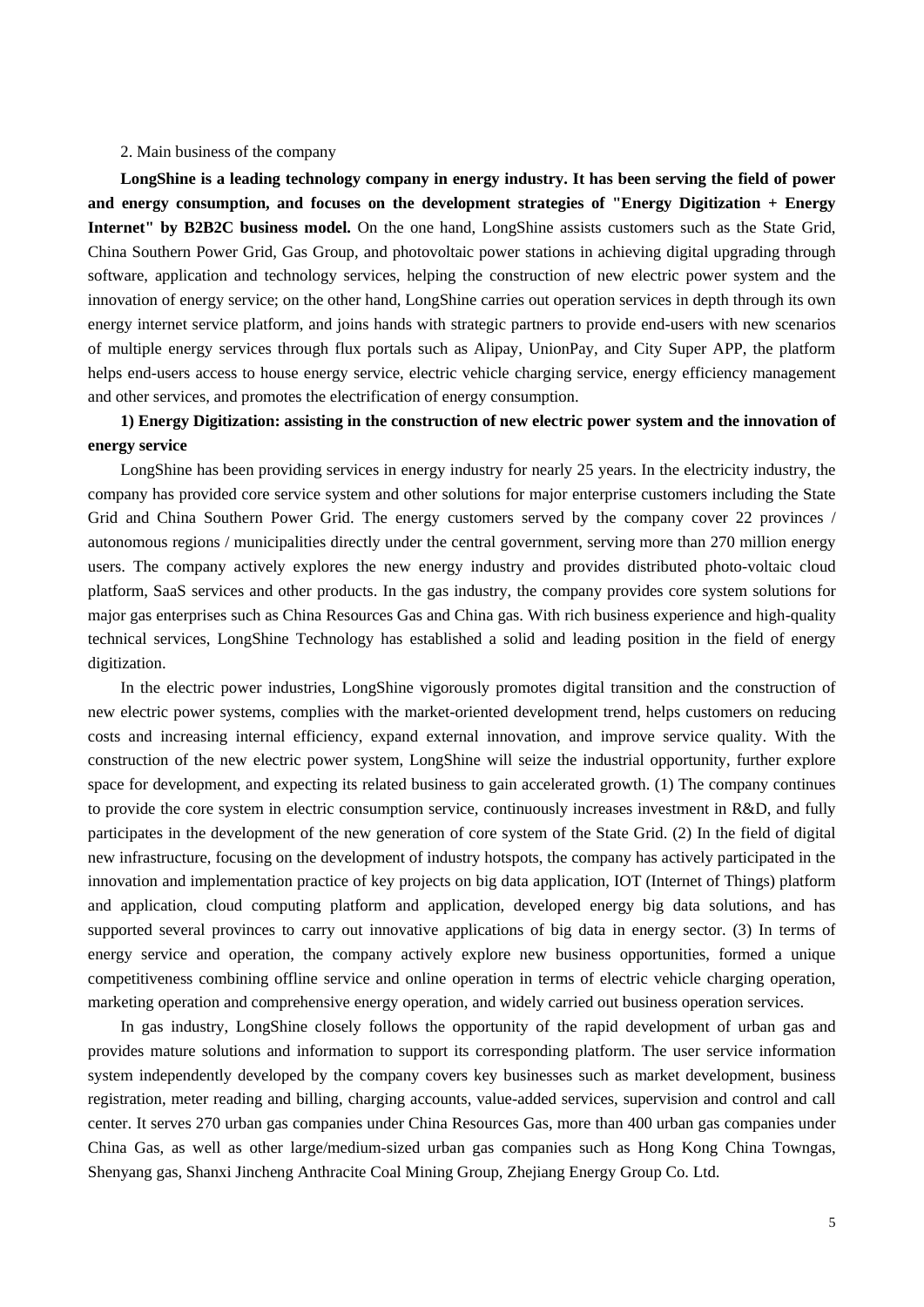2. Main business of the company

**LongShine is a leading technology company in energy industry. It has been serving the field of power and energy consumption, and focuses on the development strategies of "Energy Digitization + Energy Internet" by B2B2C business model.** On the one hand, LongShine assists customers such as the State Grid, China Southern Power Grid, Gas Group, and photovoltaic power stations in achieving digital upgrading through software, application and technology services, helping the construction of new electric power system and the innovation of energy service; on the other hand, LongShine carries out operation services in depth through its own energy internet service platform, and joins hands with strategic partners to provide end-users with new scenarios of multiple energy services through flux portals such as Alipay, UnionPay, and City Super APP, the platform helps end-users access to house energy service, electric vehicle charging service, energy efficiency management and other services, and promotes the electrification of energy consumption.

**1) Energy Digitization: assisting in the construction of new electric power system and the innovation of energy service**

LongShine has been providing services in energy industry for nearly 25 years. In the electricity industry, the company has provided core service system and other solutions for major enterprise customers including the State Grid and China Southern Power Grid. The energy customers served by the company cover 22 provinces / autonomous regions / municipalities directly under the central government, serving more than 270 million energy users. The company actively explores the new energy industry and provides distributed photo-voltaic cloud platform, SaaS services and other products. In the gas industry, the company provides core system solutions for major gas enterprises such as China Resources Gas and China gas. With rich business experience and high-quality technical services, LongShine Technology has established a solid and leading position in the field of energy digitization.

In the electric power industries, LongShine vigorously promotes digital transition and the construction of new electric power systems, complies with the market-oriented development trend, helps customers on reducing costs and increasing internal efficiency, expand external innovation, and improve service quality. With the construction of the new electric power system, LongShine will seize the industrial opportunity, further explore space for development, and expecting its related business to gain accelerated growth. (1) The company continues to provide the core system in electric consumption service, continuously increases investment in R&D, and fully participates in the development of the new generation of core system of the State Grid. (2) In the field of digital new infrastructure, focusing on the development of industry hotspots, the company has actively participated in the innovation and implementation practice of key projects on big data application, IOT (Internet of Things) platform and application, cloud computing platform and application, developed energy big data solutions, and has supported several provinces to carry out innovative applications of big data in energy sector. (3) In terms of energy service and operation, the company actively explore new business opportunities, formed a unique competitiveness combining offline service and online operation in terms of electric vehicle charging operation, marketing operation and comprehensive energy operation, and widely carried out business operation services.

In gas industry, LongShine closely follows the opportunity of the rapid development of urban gas and provides mature solutions and information to support its corresponding platform. The user service information system independently developed by the company covers key businesses such as market development, business registration, meter reading and billing, charging accounts, value-added services, supervision and control and call center. It serves 270 urban gas companies under China Resources Gas, more than 400 urban gas companies under China Gas, as well as other large/medium-sized urban gas companies such as Hong Kong China Towngas, Shenyang gas, Shanxi Jincheng Anthracite Coal Mining Group, Zhejiang Energy Group Co. Ltd.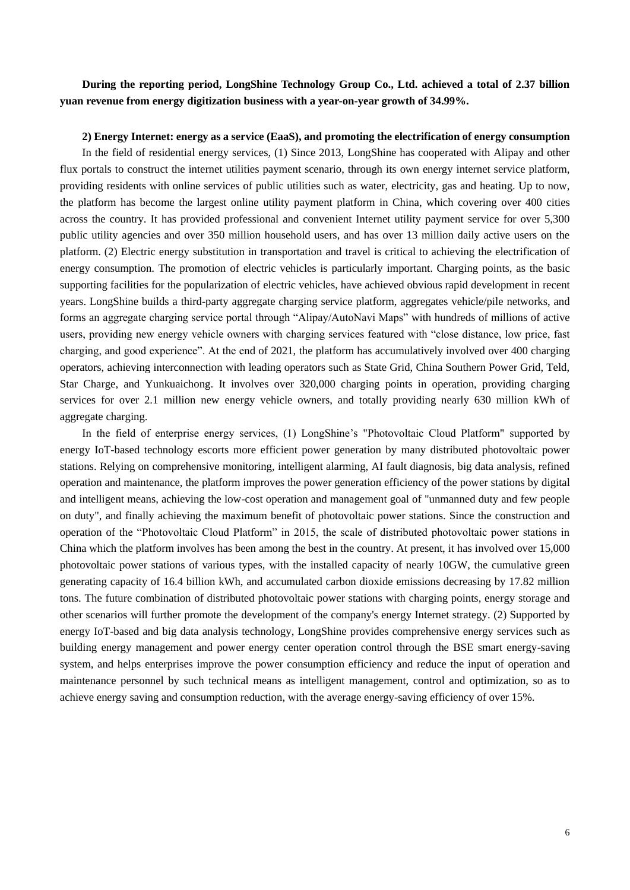**During the reporting period, LongShine Technology Group Co., Ltd. achieved a total of 2.37 billion yuan revenue from energy digitization business with a year-on-year growth of 34.99%.**

**2) Energy Internet: energy as a service (EaaS), and promoting the electrification of energy consumption**

In the field of residential energy services, (1) Since 2013, LongShine has cooperated with Alipay and other flux portals to construct the internet utilities payment scenario, through its own energy internet service platform, providing residents with online services of public utilities such as water, electricity, gas and heating. Up to now, the platform has become the largest online utility payment platform in China, which covering over 400 cities across the country. It has provided professional and convenient Internet utility payment service for over 5,300 public utility agencies and over 350 million household users, and has over 13 million daily active users on the platform. (2) Electric energy substitution in transportation and travel is critical to achieving the electrification of energy consumption. The promotion of electric vehicles is particularly important. Charging points, as the basic supporting facilities for the popularization of electric vehicles, have achieved obvious rapid development in recent years. LongShine builds a third-party aggregate charging service platform, aggregates vehicle/pile networks, and forms an aggregate charging service portal through "Alipay/AutoNavi Maps" with hundreds of millions of active users, providing new energy vehicle owners with charging services featured with "close distance, low price, fast charging, and good experience". At the end of 2021, the platform has accumulatively involved over 400 charging operators, achieving interconnection with leading operators such as State Grid, China Southern Power Grid, Teld, Star Charge, and Yunkuaichong. It involves over 320,000 charging points in operation, providing charging services for over 2.1 million new energy vehicle owners, and totally providing nearly 630 million kWh of aggregate charging.

In the field of enterprise energy services, (1) LongShine's "Photovoltaic Cloud Platform" supported by energy IoT-based technology escorts more efficient power generation by many distributed photovoltaic power stations. Relying on comprehensive monitoring, intelligent alarming, AI fault diagnosis, big data analysis, refined operation and maintenance, the platform improves the power generation efficiency of the power stations by digital and intelligent means, achieving the low-cost operation and management goal of "unmanned duty and few people on duty", and finally achieving the maximum benefit of photovoltaic power stations. Since the construction and operation of the "Photovoltaic Cloud Platform" in 2015, the scale of distributed photovoltaic power stations in China which the platform involves has been among the best in the country. At present, it has involved over 15,000 photovoltaic power stations of various types, with the installed capacity of nearly 10GW, the cumulative green generating capacity of 16.4 billion kWh, and accumulated carbon dioxide emissions decreasing by 17.82 million tons. The future combination of distributed photovoltaic power stations with charging points, energy storage and other scenarios will further promote the development of the company's energy Internet strategy. (2) Supported by energy IoT-based and big data analysis technology, LongShine provides comprehensive energy services such as building energy management and power energy center operation control through the BSE smart energy-saving system, and helps enterprises improve the power consumption efficiency and reduce the input of operation and maintenance personnel by such technical means as intelligent management, control and optimization, so as to achieve energy saving and consumption reduction, with the average energy-saving efficiency of over 15%.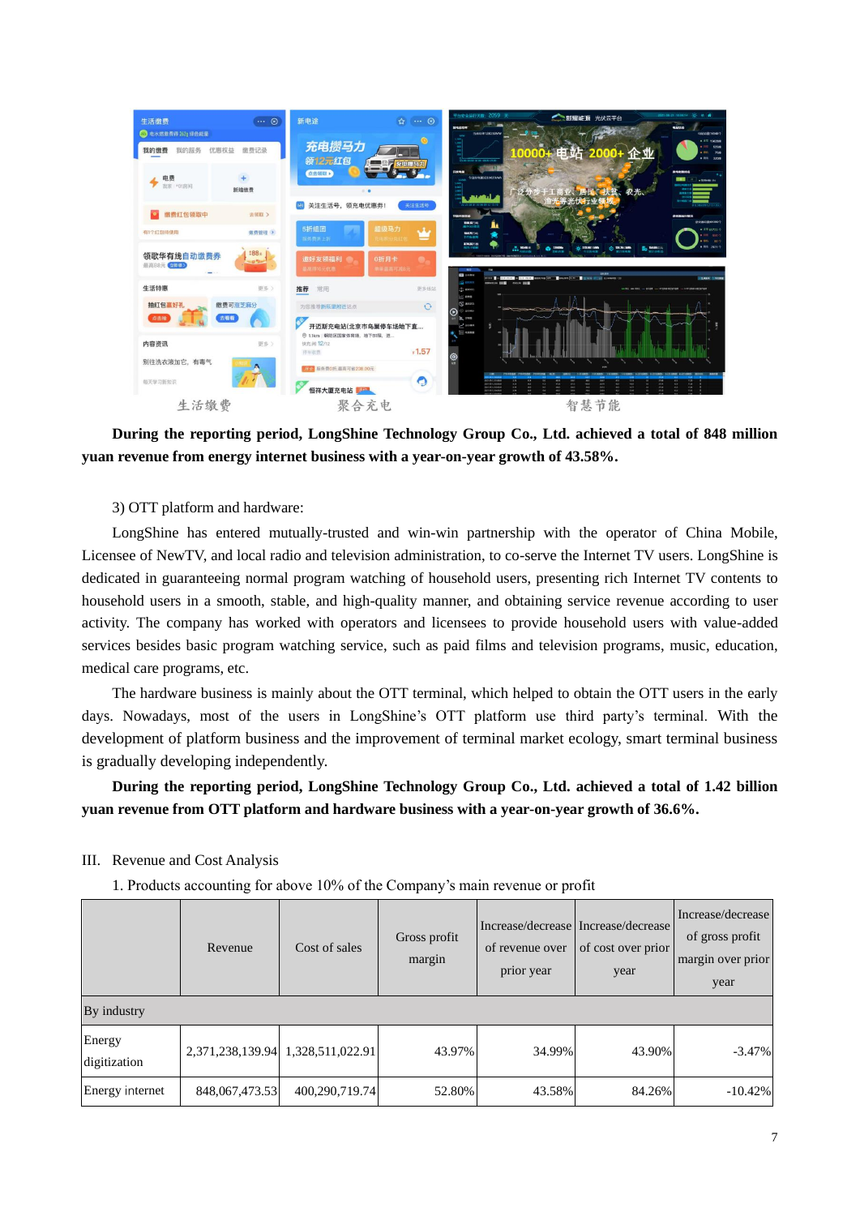生活缴费 聚合充电 智慧节能

**During the reporting period, LongShine Technology Group Co., Ltd. achieved a total of 848 million yuan revenue from energy internet business with a year-on-year growth of 43.58%.**

3) OTT platform and hardware:

LongShine has entered mutually-trusted and win-win partnership with the operator of China Mobile, Licensee of NewTV, and local radio and television administration, to co-serve the Internet TV users. LongShine is dedicated in guaranteeing normal program watching of household users, presenting rich Internet TV contents to household users in a smooth, stable, and high-quality manner, and obtaining service revenue according to user activity. The company has worked with operators and licensees to provide household users with value-added services besides basic program watching service, such as paid films and television programs, music, education, medical care programs, etc.

The hardware business is mainly about the OTT terminal, which helped to obtain the OTT users in the early days. Nowadays, most of the users in LongShine's OTT platform use third party's terminal. With the development of platform business and the improvement of terminal market ecology, smart terminal business is gradually developing independently.

**During the reporting period, LongShine Technology Group Co., Ltd. achieved a total of 1.42 billion yuan revenue from OTT platform and hardware business with a year-on-year growth of 36.6%.**

III. Revenue and Cost Analysis

1. Products accounting for above 10% of the Company's main revenue or profit

| | Revenue | Cost of sales | Gross profit margin | Increase/decrease of revenue over prior year | Increase/decrease of cost over prior year | Increase/decrease of gross profit margin over prior year |
|---|---|---|---|---|---|---|
| By industry | | | | | | |
| Energy digitization | 2,371,238,139.94 | 1,328,511,022.91 | 43.97% | 34.99% | 43.90% | -3.47% |
| Energy internet | 848,067,473.53 | 400,290,719.74 | 52.80% | 43.58% | 84.26% | -10.42% |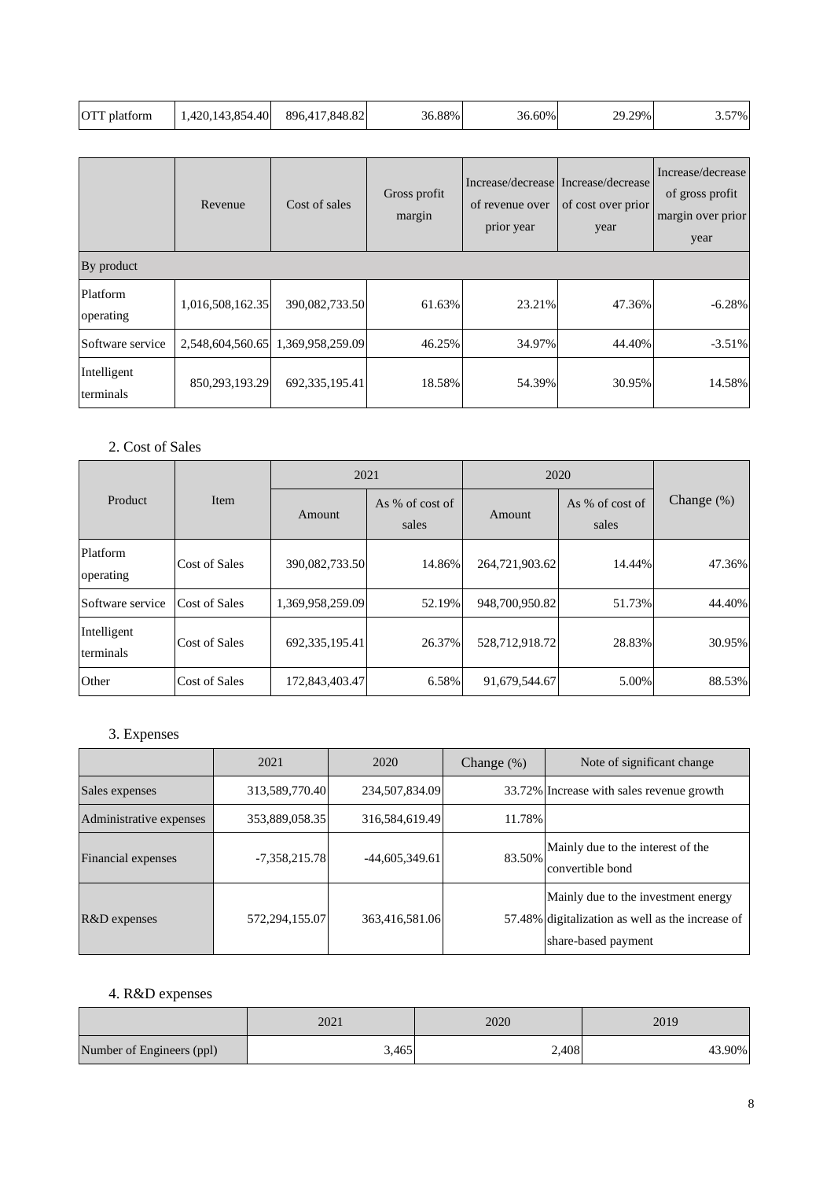| OTT platform | 1,420,143,854.40 | 896,417,848.82 | 36.88% | 36.60% | 29.29% | 3.57% |
|---|---|---|---|---|---|---|

| | Revenue | Cost of sales | Gross profit margin | Increase/decrease of revenue over prior year | Increase/decrease of cost over prior year | Increase/decrease of gross profit margin over prior year |
|---|---|---|---|---|---|---|
| By product | | | | | | |
| Platform operating | 1,016,508,162.35 | 390,082,733.50 | 61.63% | 23.21% | 47.36% | -6.28% |
| Software service | 2,548,604,560.65 | 1,369,958,259.09 | 46.25% | 34.97% | 44.40% | -3.51% |
| Intelligent terminals | 850,293,193.29 | 692,335,195.41 | 18.58% | 54.39% | 30.95% | 14.58% |

2. Cost of Sales

| Product | Item | 2021 | | 2020 | | Change (%) |
|---|---|---|---|---|---|---|
| | | Amount | As % of cost of sales | Amount | As % of cost of sales | |
| Platform operating | Cost of Sales | 390,082,733.50 | 14.86% | 264,721,903.62 | 14.44% | 47.36% |
| Software service | Cost of Sales | 1,369,958,259.09 | 52.19% | 948,700,950.82 | 51.73% | 44.40% |
| Intelligent terminals | Cost of Sales | 692,335,195.41 | 26.37% | 528,712,918.72 | 28.83% | 30.95% |
| Other | Cost of Sales | 172,843,403.47 | 6.58% | 91,679,544.67 | 5.00% | 88.53% |

3. Expenses

| | 2021 | 2020 | Change (%) | Note of significant change |
|---|---|---|---|---|
| Sales expenses | 313,589,770.40 | 234,507,834.09 | 33.72% | Increase with sales revenue growth |
| Administrative expenses | 353,889,058.35 | 316,584,619.49 | 11.78% | |
| Financial expenses | -7,358,215.78 | -44,605,349.61 | 83.50% | Mainly due to the interest of the convertible bond |
| R&D expenses | 572,294,155.07 | 363,416,581.06 | 57.48% | Mainly due to the investment energy digitalization as well as the increase of share-based payment |

4. R&D expenses

| | 2021 | 2020 | 2019 |
|---|---|---|---|
| Number of Engineers (ppl) | 3,465 | 2,408 | 43.90% |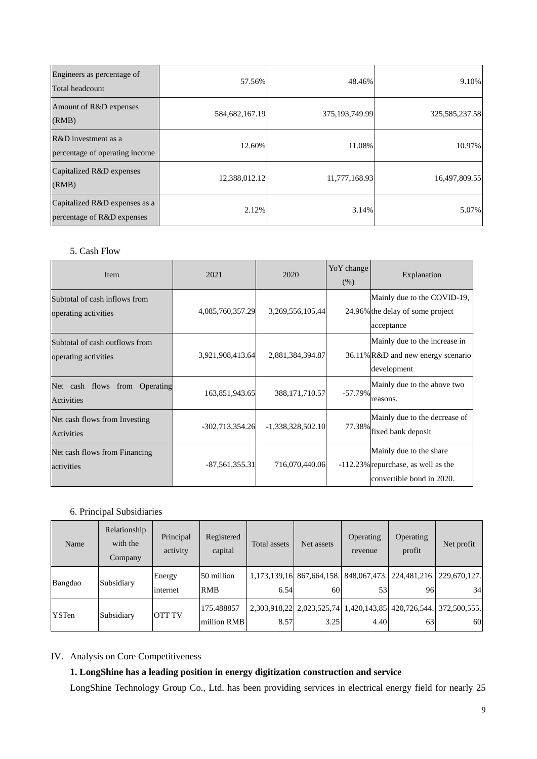| Engineers as percentage of Total headcount | 57.56% | 48.46% | 9.10% |
|---|---|---|---|
| Amount of R&D expenses (RMB) | 584,682,167.19 | 375,193,749.99 | 325,585,237.58 |
| R&D investment as a percentage of operating income | 12.60% | 11.08% | 10.97% |
| Capitalized R&D expenses (RMB) | 12,388,012.12 | 11,777,168.93 | 16,497,809.55 |
| Capitalized R&D expenses as a percentage of R&D expenses | 2.12% | 3.14% | 5.07% |

5. Cash Flow

| Item | 2021 | 2020 | YoY change (%) | Explanation |
|---|---|---|---|---|
| Subtotal of cash inflows from operating activities | 4,085,760,357.29 | 3,269,556,105.44 | 24.96% | Mainly due to the COVID-19, the delay of some project acceptance |
| Subtotal of cash outflows from operating activities | 3,921,908,413.64 | 2,881,384,394.87 | 36.11% | Mainly due to the increase in R&D and new energy scenario development |
| Net cash flows from Operating Activities | 163,851,943.65 | 388,171,710.57 | -57.79% | Mainly due to the above two reasons. |
| Net cash flows from Investing Activities | -302,713,354.26 | -1,338,328,502.10 | 77.38% | Mainly due to the decrease of fixed bank deposit |
| Net cash flows from Financing activities | -87,561,355.31 | 716,070,440.06 | -112.23% | Mainly due to the share repurchase, as well as the convertible bond in 2020. |

6. Principal Subsidiaries

| Name | Relationship with the Company | Principal activity | Registered capital | Total assets | Net assets | Operating revenue | Operating profit | Net profit |
|---|---|---|---|---|---|---|---|---|
| Bangdao | Subsidiary | Energy internet | 50 million RMB | 1,173,139,166.54 | 867,664,158.60 | 848,067,473.53 | 224,481,216.96 | 229,670,127.34 |
| YSTen | Subsidiary | OTT TV | 175.488857 million RMB | 2,303,918,228.57 | 2,023,525,743.25 | 1,420,143,854.40 | 420,726,544.63 | 372,500,555.60 |

IV. Analysis on Core Competitiveness

**1. LongShine has a leading position in energy digitization construction and service**

LongShine Technology Group Co., Ltd. has been providing services in electrical energy field for nearly 25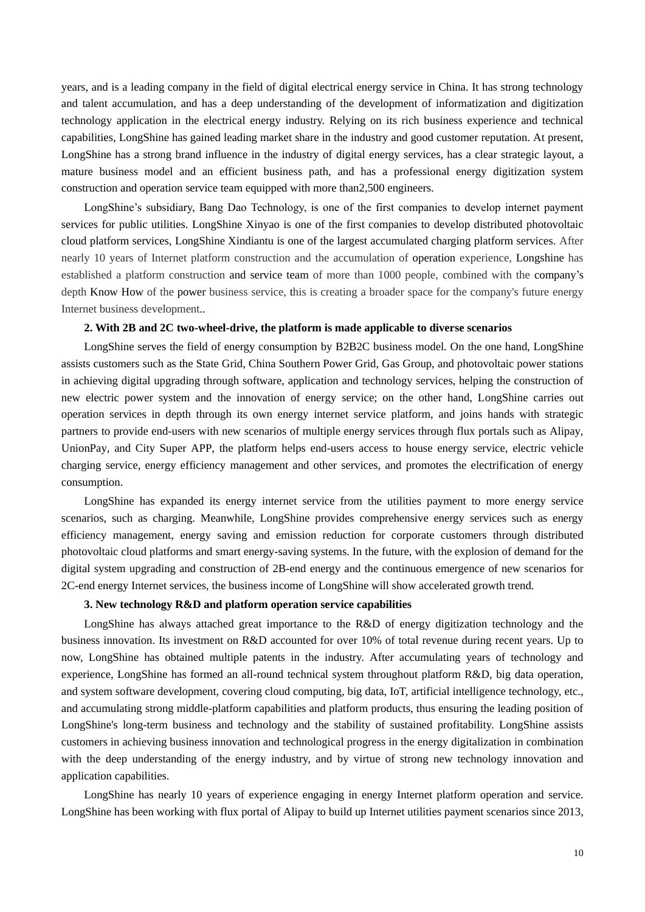years, and is a leading company in the field of digital electrical energy service in China. It has strong technology and talent accumulation, and has a deep understanding of the development of informatization and digitization technology application in the electrical energy industry. Relying on its rich business experience and technical capabilities, LongShine has gained leading market share in the industry and good customer reputation. At present, LongShine has a strong brand influence in the industry of digital energy services, has a clear strategic layout, a mature business model and an efficient business path, and has a professional energy digitization system construction and operation service team equipped with more than2,500 engineers.

LongShine's subsidiary, Bang Dao Technology, is one of the first companies to develop internet payment services for public utilities. LongShine Xinyao is one of the first companies to develop distributed photovoltaic cloud platform services, LongShine Xindiantu is one of the largest accumulated charging platform services. After nearly 10 years of Internet platform construction and the accumulation of operation experience, Longshine has established a platform construction and service team of more than 1000 people, combined with the company's depth Know How of the power business service, this is creating a broader space for the company's future energy Internet business development..

**2. With 2B and 2C two-wheel-drive, the platform is made applicable to diverse scenarios**

LongShine serves the field of energy consumption by B2B2C business model. On the one hand, LongShine assists customers such as the State Grid, China Southern Power Grid, Gas Group, and photovoltaic power stations in achieving digital upgrading through software, application and technology services, helping the construction of new electric power system and the innovation of energy service; on the other hand, LongShine carries out operation services in depth through its own energy internet service platform, and joins hands with strategic partners to provide end-users with new scenarios of multiple energy services through flux portals such as Alipay, UnionPay, and City Super APP, the platform helps end-users access to house energy service, electric vehicle charging service, energy efficiency management and other services, and promotes the electrification of energy consumption.

LongShine has expanded its energy internet service from the utilities payment to more energy service scenarios, such as charging. Meanwhile, LongShine provides comprehensive energy services such as energy efficiency management, energy saving and emission reduction for corporate customers through distributed photovoltaic cloud platforms and smart energy-saving systems. In the future, with the explosion of demand for the digital system upgrading and construction of 2B-end energy and the continuous emergence of new scenarios for 2C-end energy Internet services, the business income of LongShine will show accelerated growth trend.

**3. New technology R&D and platform operation service capabilities**

LongShine has always attached great importance to the R&D of energy digitization technology and the business innovation. Its investment on R&D accounted for over 10% of total revenue during recent years. Up to now, LongShine has obtained multiple patents in the industry. After accumulating years of technology and experience, LongShine has formed an all-round technical system throughout platform R&D, big data operation, and system software development, covering cloud computing, big data, IoT, artificial intelligence technology, etc., and accumulating strong middle-platform capabilities and platform products, thus ensuring the leading position of LongShine's long-term business and technology and the stability of sustained profitability. LongShine assists customers in achieving business innovation and technological progress in the energy digitalization in combination with the deep understanding of the energy industry, and by virtue of strong new technology innovation and application capabilities.

LongShine has nearly 10 years of experience engaging in energy Internet platform operation and service. LongShine has been working with flux portal of Alipay to build up Internet utilities payment scenarios since 2013,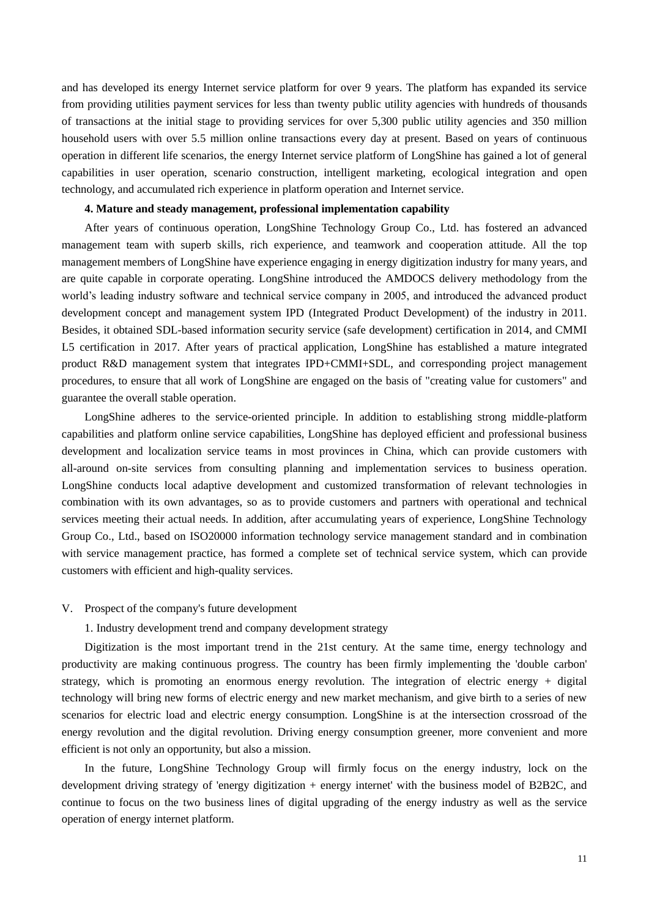and has developed its energy Internet service platform for over 9 years. The platform has expanded its service from providing utilities payment services for less than twenty public utility agencies with hundreds of thousands of transactions at the initial stage to providing services for over 5,300 public utility agencies and 350 million household users with over 5.5 million online transactions every day at present. Based on years of continuous operation in different life scenarios, the energy Internet service platform of LongShine has gained a lot of general capabilities in user operation, scenario construction, intelligent marketing, ecological integration and open technology, and accumulated rich experience in platform operation and Internet service.

**4. Mature and steady management, professional implementation capability**

After years of continuous operation, LongShine Technology Group Co., Ltd. has fostered an advanced management team with superb skills, rich experience, and teamwork and cooperation attitude. All the top management members of LongShine have experience engaging in energy digitization industry for many years, and are quite capable in corporate operating. LongShine introduced the AMDOCS delivery methodology from the world's leading industry software and technical service company in 2005, and introduced the advanced product development concept and management system IPD (Integrated Product Development) of the industry in 2011. Besides, it obtained SDL-based information security service (safe development) certification in 2014, and CMMI L5 certification in 2017. After years of practical application, LongShine has established a mature integrated product R&D management system that integrates IPD+CMMI+SDL, and corresponding project management procedures, to ensure that all work of LongShine are engaged on the basis of "creating value for customers" and guarantee the overall stable operation.

LongShine adheres to the service-oriented principle. In addition to establishing strong middle-platform capabilities and platform online service capabilities, LongShine has deployed efficient and professional business development and localization service teams in most provinces in China, which can provide customers with all-around on-site services from consulting planning and implementation services to business operation. LongShine conducts local adaptive development and customized transformation of relevant technologies in combination with its own advantages, so as to provide customers and partners with operational and technical services meeting their actual needs. In addition, after accumulating years of experience, LongShine Technology Group Co., Ltd., based on ISO20000 information technology service management standard and in combination with service management practice, has formed a complete set of technical service system, which can provide customers with efficient and high-quality services.

V. Prospect of the company's future development

1. Industry development trend and company development strategy

Digitization is the most important trend in the 21st century. At the same time, energy technology and productivity are making continuous progress. The country has been firmly implementing the 'double carbon' strategy, which is promoting an enormous energy revolution. The integration of electric energy + digital technology will bring new forms of electric energy and new market mechanism, and give birth to a series of new scenarios for electric load and electric energy consumption. LongShine is at the intersection crossroad of the energy revolution and the digital revolution. Driving energy consumption greener, more convenient and more efficient is not only an opportunity, but also a mission.

In the future, LongShine Technology Group will firmly focus on the energy industry, lock on the development driving strategy of 'energy digitization + energy internet' with the business model of B2B2C, and continue to focus on the two business lines of digital upgrading of the energy industry as well as the service operation of energy internet platform.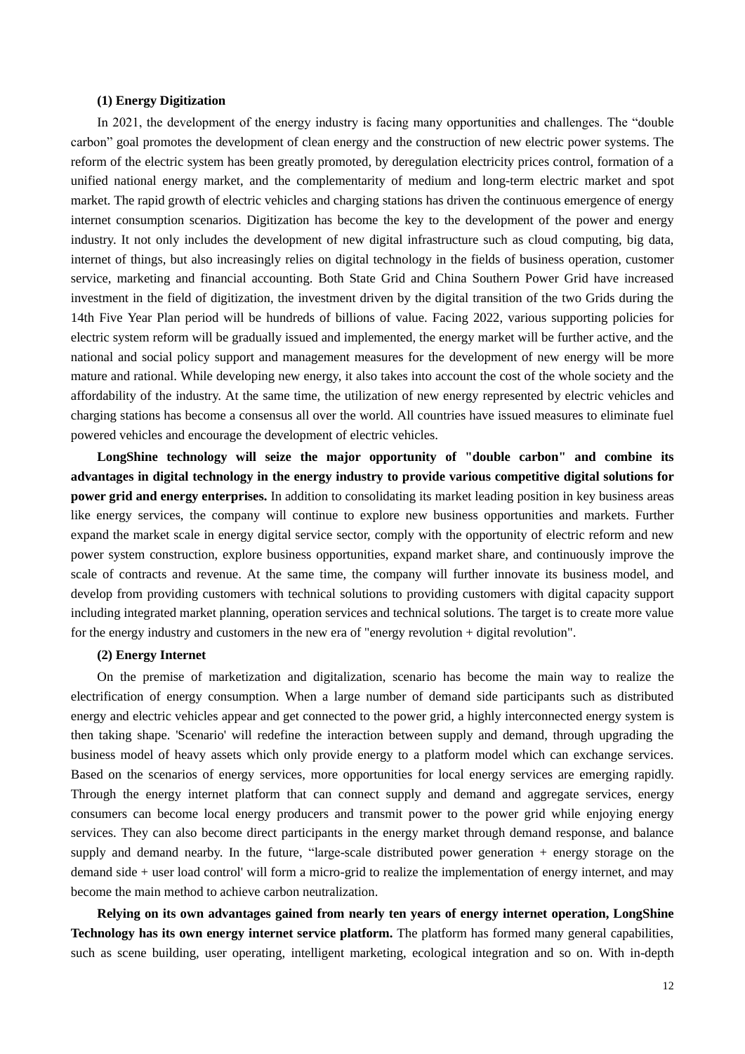**(1) Energy Digitization**

In 2021, the development of the energy industry is facing many opportunities and challenges. The “double carbon” goal promotes the development of clean energy and the construction of new electric power systems. The reform of the electric system has been greatly promoted, by deregulation electricity prices control, formation of a unified national energy market, and the complementarity of medium and long-term electric market and spot market. The rapid growth of electric vehicles and charging stations has driven the continuous emergence of energy internet consumption scenarios. Digitization has become the key to the development of the power and energy industry. It not only includes the development of new digital infrastructure such as cloud computing, big data, internet of things, but also increasingly relies on digital technology in the fields of business operation, customer service, marketing and financial accounting. Both State Grid and China Southern Power Grid have increased investment in the field of digitization, the investment driven by the digital transition of the two Grids during the 14th Five Year Plan period will be hundreds of billions of value. Facing 2022, various supporting policies for electric system reform will be gradually issued and implemented, the energy market will be further active, and the national and social policy support and management measures for the development of new energy will be more mature and rational. While developing new energy, it also takes into account the cost of the whole society and the affordability of the industry. At the same time, the utilization of new energy represented by electric vehicles and charging stations has become a consensus all over the world. All countries have issued measures to eliminate fuel powered vehicles and encourage the development of electric vehicles.

**LongShine technology will seize the major opportunity of "double carbon" and combine its advantages in digital technology in the energy industry to provide various competitive digital solutions for power grid and energy enterprises.** In addition to consolidating its market leading position in key business areas like energy services, the company will continue to explore new business opportunities and markets. Further expand the market scale in energy digital service sector, comply with the opportunity of electric reform and new power system construction, explore business opportunities, expand market share, and continuously improve the scale of contracts and revenue. At the same time, the company will further innovate its business model, and develop from providing customers with technical solutions to providing customers with digital capacity support including integrated market planning, operation services and technical solutions. The target is to create more value for the energy industry and customers in the new era of "energy revolution + digital revolution".

**(2) Energy Internet**

On the premise of marketization and digitalization, scenario has become the main way to realize the electrification of energy consumption. When a large number of demand side participants such as distributed energy and electric vehicles appear and get connected to the power grid, a highly interconnected energy system is then taking shape. 'Scenario' will redefine the interaction between supply and demand, through upgrading the business model of heavy assets which only provide energy to a platform model which can exchange services. Based on the scenarios of energy services, more opportunities for local energy services are emerging rapidly. Through the energy internet platform that can connect supply and demand and aggregate services, energy consumers can become local energy producers and transmit power to the power grid while enjoying energy services. They can also become direct participants in the energy market through demand response, and balance supply and demand nearby. In the future, “large-scale distributed power generation + energy storage on the demand side + user load control' will form a micro-grid to realize the implementation of energy internet, and may become the main method to achieve carbon neutralization.

**Relying on its own advantages gained from nearly ten years of energy internet operation, LongShine Technology has its own energy internet service platform.** The platform has formed many general capabilities, such as scene building, user operating, intelligent marketing, ecological integration and so on. With in-depth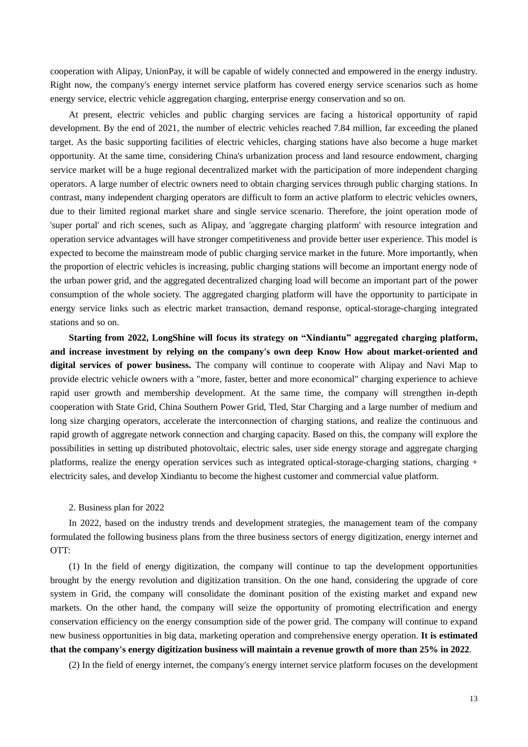cooperation with Alipay, UnionPay, it will be capable of widely connected and empowered in the energy industry. Right now, the company's energy internet service platform has covered energy service scenarios such as home energy service, electric vehicle aggregation charging, enterprise energy conservation and so on.

At present, electric vehicles and public charging services are facing a historical opportunity of rapid development. By the end of 2021, the number of electric vehicles reached 7.84 million, far exceeding the planed target. As the basic supporting facilities of electric vehicles, charging stations have also become a huge market opportunity. At the same time, considering China's urbanization process and land resource endowment, charging service market will be a huge regional decentralized market with the participation of more independent charging operators. A large number of electric owners need to obtain charging services through public charging stations. In contrast, many independent charging operators are difficult to form an active platform to electric vehicles owners, due to their limited regional market share and single service scenario. Therefore, the joint operation mode of 'super portal' and rich scenes, such as Alipay, and 'aggregate charging platform' with resource integration and operation service advantages will have stronger competitiveness and provide better user experience. This model is expected to become the mainstream mode of public charging service market in the future. More importantly, when the proportion of electric vehicles is increasing, public charging stations will become an important energy node of the urban power grid, and the aggregated decentralized charging load will become an important part of the power consumption of the whole society. The aggregated charging platform will have the opportunity to participate in energy service links such as electric market transaction, demand response, optical-storage-charging integrated stations and so on.

**Starting from 2022, LongShine will focus its strategy on "Xindiantu" aggregated charging platform, and increase investment by relying on the company's own deep Know How about market-oriented and digital services of power business.** The company will continue to cooperate with Alipay and Navi Map to provide electric vehicle owners with a "more, faster, better and more economical" charging experience to achieve rapid user growth and membership development. At the same time, the company will strengthen in-depth cooperation with State Grid, China Southern Power Grid, Tled, Star Charging and a large number of medium and long size charging operators, accelerate the interconnection of charging stations, and realize the continuous and rapid growth of aggregate network connection and charging capacity. Based on this, the company will explore the possibilities in setting up distributed photovoltaic, electric sales, user side energy storage and aggregate charging platforms, realize the energy operation services such as integrated optical-storage-charging stations, charging + electricity sales, and develop Xindiantu to become the highest customer and commercial value platform.

2. Business plan for 2022

In 2022, based on the industry trends and development strategies, the management team of the company formulated the following business plans from the three business sectors of energy digitization, energy internet and OTT:

(1) In the field of energy digitization, the company will continue to tap the development opportunities brought by the energy revolution and digitization transition. On the one hand, considering the upgrade of core system in Grid, the company will consolidate the dominant position of the existing market and expand new markets. On the other hand, the company will seize the opportunity of promoting electrification and energy conservation efficiency on the energy consumption side of the power grid. The company will continue to expand new business opportunities in big data, marketing operation and comprehensive energy operation. **It is estimated that the company's energy digitization business will maintain a revenue growth of more than 25% in 2022**.

(2) In the field of energy internet, the company's energy internet service platform focuses on the development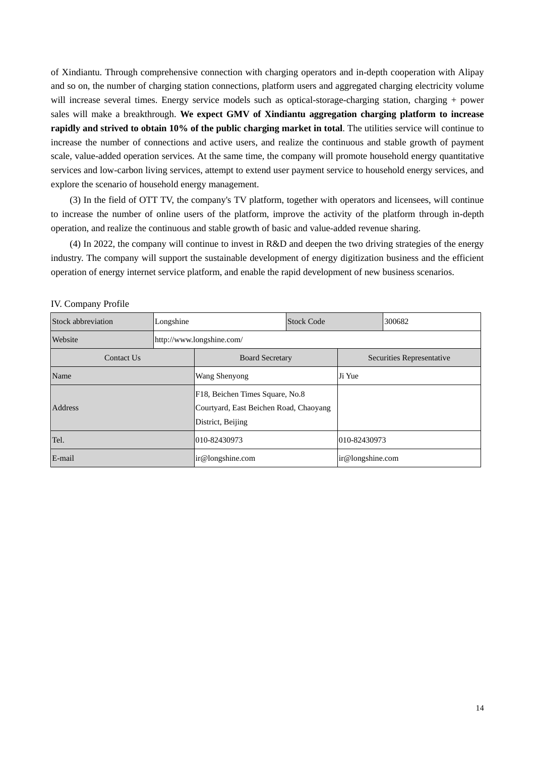of Xindiantu. Through comprehensive connection with charging operators and in-depth cooperation with Alipay and so on, the number of charging station connections, platform users and aggregated charging electricity volume will increase several times. Energy service models such as optical-storage-charging station, charging + power sales will make a breakthrough. **We expect GMV of Xindiantu aggregation charging platform to increase rapidly and strived to obtain 10% of the public charging market in total**. The utilities service will continue to increase the number of connections and active users, and realize the continuous and stable growth of payment scale, value-added operation services. At the same time, the company will promote household energy quantitative services and low-carbon living services, attempt to extend user payment service to household energy services, and explore the scenario of household energy management.

(3) In the field of OTT TV, the company's TV platform, together with operators and licensees, will continue to increase the number of online users of the platform, improve the activity of the platform through in-depth operation, and realize the continuous and stable growth of basic and value-added revenue sharing.

(4) In 2022, the company will continue to invest in R&D and deepen the two driving strategies of the energy industry. The company will support the sustainable development of energy digitization business and the efficient operation of energy internet service platform, and enable the rapid development of new business scenarios.

IV. Company Profile

| | | | |
|---|---|---|---|
| Stock abbreviation | Longshine | Stock Code | 300682 |
| Website | http://www.longshine.com/ | | |
| Contact Us | Board Secretary | Securities Representative | |
| Name | Wang Shenyong | Ji Yue | |
| Address | F18, Beichen Times Square, No.8 Courtyard, East Beichen Road, Chaoyang District, Beijing | | |
| Tel. | 010-82430973 | 010-82430973 | |
| E-mail | ir@longshine.com | ir@longshine.com | |